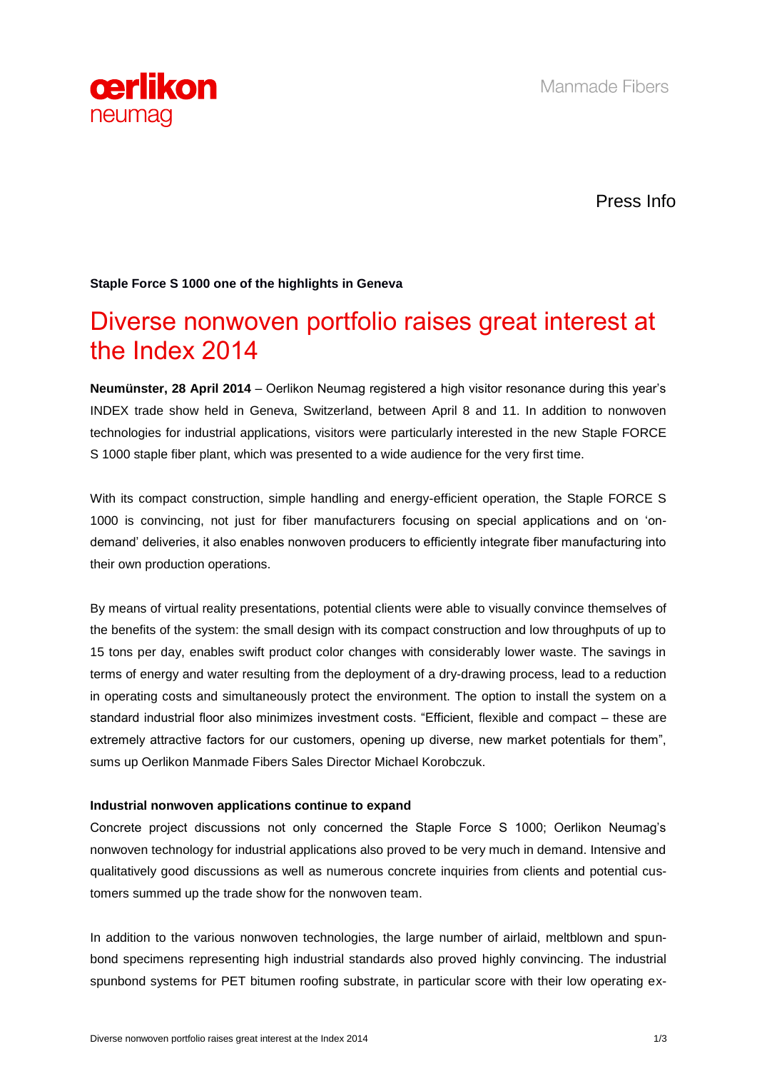oerlikon neumag

Manmade Fibers

Press Info

**Staple Force S 1000 one of the highlights in Geneva**

# Diverse nonwoven portfolio raises great interest at the Index 2014

**Neumünster, 28 April 2014** – Oerlikon Neumag registered a high visitor resonance during this year's INDEX trade show held in Geneva, Switzerland, between April 8 and 11. In addition to nonwoven technologies for industrial applications, visitors were particularly interested in the new Staple FORCE S 1000 staple fiber plant, which was presented to a wide audience for the very first time.

With its compact construction, simple handling and energy-efficient operation, the Staple FORCE S 1000 is convincing, not just for fiber manufacturers focusing on special applications and on 'on-demand' deliveries, it also enables nonwoven producers to efficiently integrate fiber manufacturing into their own production operations.

By means of virtual reality presentations, potential clients were able to visually convince themselves of the benefits of the system: the small design with its compact construction and low throughputs of up to 15 tons per day, enables swift product color changes with considerably lower waste. The savings in terms of energy and water resulting from the deployment of a dry-drawing process, lead to a reduction in operating costs and simultaneously protect the environment. The option to install the system on a standard industrial floor also minimizes investment costs. "Efficient, flexible and compact – these are extremely attractive factors for our customers, opening up diverse, new market potentials for them", sums up Oerlikon Manmade Fibers Sales Director Michael Korobczuk.

**Industrial nonwoven applications continue to expand**

Concrete project discussions not only concerned the Staple Force S 1000; Oerlikon Neumag's nonwoven technology for industrial applications also proved to be very much in demand. Intensive and qualitatively good discussions as well as numerous concrete inquiries from clients and potential customers summed up the trade show for the nonwoven team.

In addition to the various nonwoven technologies, the large number of airlaid, meltblown and spunbond specimens representing high industrial standards also proved highly convincing. The industrial spunbond systems for PET bitumen roofing substrate, in particular score with their low operating ex-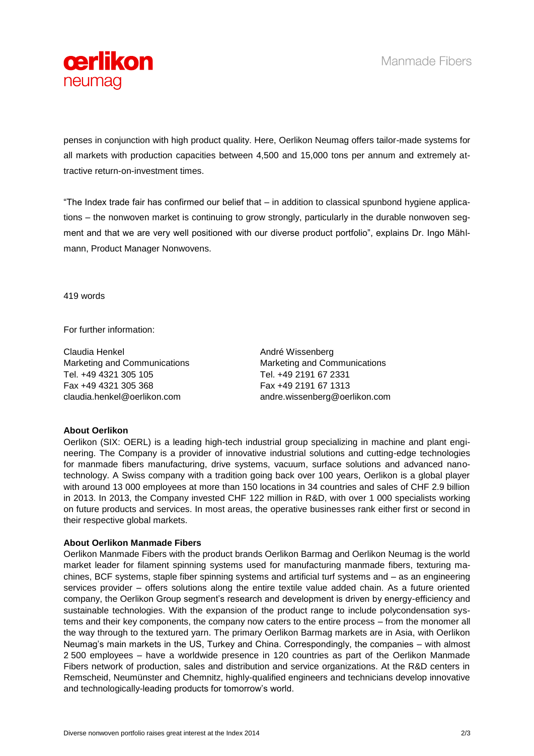penses in conjunction with high product quality. Here, Oerlikon Neumag offers tailor-made systems for all markets with production capacities between 4,500 and 15,000 tons per annum and extremely attractive return-on-investment times.

"The Index trade fair has confirmed our belief that – in addition to classical spunbond hygiene applications – the nonwoven market is continuing to grow strongly, particularly in the durable nonwoven segment and that we are very well positioned with our diverse product portfolio", explains Dr. Ingo Mählmann, Product Manager Nonwovens.

419 words

For further information:

Claudia Henkel
Marketing and Communications
Tel. +49 4321 305 105
Fax +49 4321 305 368
claudia.henkel@oerlikon.com

André Wissenberg
Marketing and Communications
Tel. +49 2191 67 2331
Fax +49 2191 67 1313
andre.wissenberg@oerlikon.com

**About Oerlikon**

Oerlikon (SIX: OERL) is a leading high-tech industrial group specializing in machine and plant engineering. The Company is a provider of innovative industrial solutions and cutting-edge technologies for manmade fibers manufacturing, drive systems, vacuum, surface solutions and advanced nanotechnology. A Swiss company with a tradition going back over 100 years, Oerlikon is a global player with around 13 000 employees at more than 150 locations in 34 countries and sales of CHF 2.9 billion in 2013. In 2013, the Company invested CHF 122 million in R&D, with over 1 000 specialists working on future products and services. In most areas, the operative businesses rank either first or second in their respective global markets.

**About Oerlikon Manmade Fibers**

Oerlikon Manmade Fibers with the product brands Oerlikon Barmag and Oerlikon Neumag is the world market leader for filament spinning systems used for manufacturing manmade fibers, texturing machines, BCF systems, staple fiber spinning systems and artificial turf systems and – as an engineering services provider – offers solutions along the entire textile value added chain. As a future oriented company, the Oerlikon Group segment's research and development is driven by energy-efficiency and sustainable technologies. With the expansion of the product range to include polycondensation systems and their key components, the company now caters to the entire process – from the monomer all the way through to the textured yarn. The primary Oerlikon Barmag markets are in Asia, with Oerlikon Neumag's main markets in the US, Turkey and China. Correspondingly, the companies – with almost 2 500 employees – have a worldwide presence in 120 countries as part of the Oerlikon Manmade Fibers network of production, sales and distribution and service organizations. At the R&D centers in Remscheid, Neumünster and Chemnitz, highly-qualified engineers and technicians develop innovative and technologically-leading products for tomorrow's world.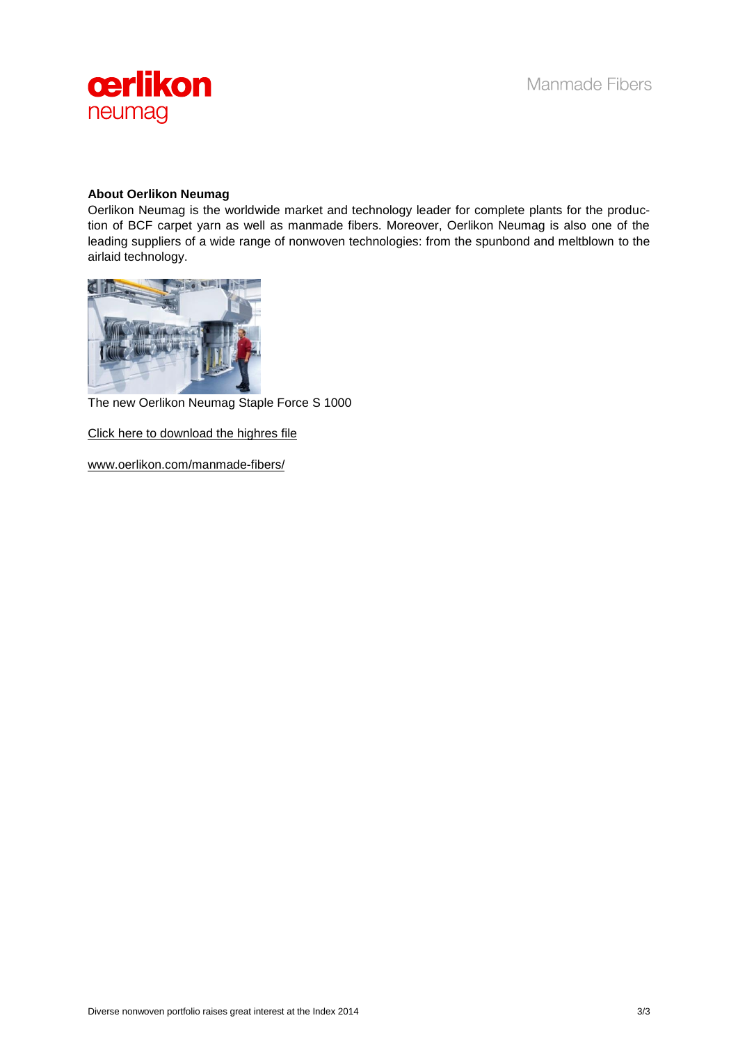**About Oerlikon Neumag**

Oerlikon Neumag is the worldwide market and technology leader for complete plants for the production of BCF carpet yarn as well as manmade fibers. Moreover, Oerlikon Neumag is also one of the leading suppliers of a wide range of nonwoven technologies: from the spunbond and meltblown to the airlaid technology.

The new Oerlikon Neumag Staple Force S 1000

Click here to download the highres file

www.oerlikon.com/manmade-fibers/